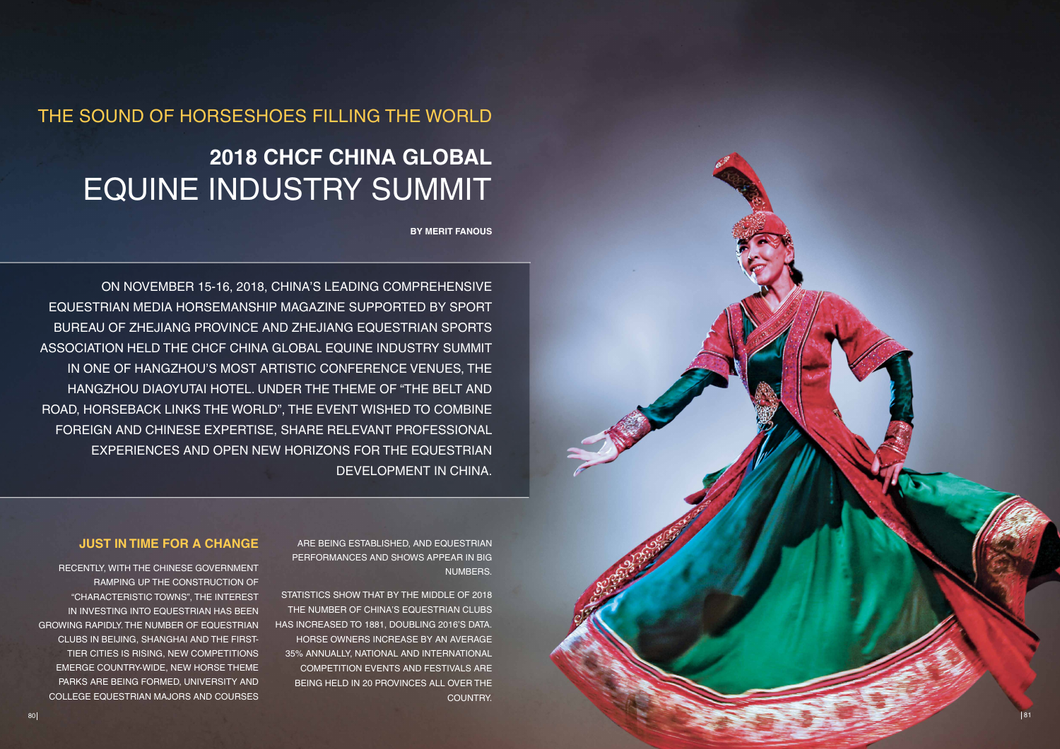THE SOUND OF HORSESHOES FILLING THE WORLD

# 2018 CHCF CHINA GLOBAL EQUINE INDUSTRY SUMMIT

**BY MERIT FANOUS**

ON NOVEMBER 15-16, 2018, CHINA'S LEADING COMPREHENSIVE EQUESTRIAN MEDIA HORSEMANSHIP MAGAZINE SUPPORTED BY SPORT BUREAU OF ZHEJIANG PROVINCE AND ZHEJIANG EQUESTRIAN SPORTS ASSOCIATION HELD THE CHCF CHINA GLOBAL EQUINE INDUSTRY SUMMIT IN ONE OF HANGZHOU'S MOST ARTISTIC CONFERENCE VENUES, THE HANGZHOU DIAOYUTAI HOTEL. UNDER THE THEME OF "THE BELT AND ROAD, HORSEBACK LINKS THE WORLD", THE EVENT WISHED TO COMBINE FOREIGN AND CHINESE EXPERTISE, SHARE RELEVANT PROFESSIONAL EXPERIENCES AND OPEN NEW HORIZONS FOR THE EQUESTRIAN DEVELOPMENT IN CHINA.

## JUST IN TIME FOR A CHANGE

RECENTLY, WITH THE CHINESE GOVERNMENT RAMPING UP THE CONSTRUCTION OF "CHARACTERISTIC TOWNS", THE INTEREST IN INVESTING INTO EQUESTRIAN HAS BEEN GROWING RAPIDLY. THE NUMBER OF EQUESTRIAN CLUBS IN BEIJING, SHANGHAI AND THE FIRST-TIER CITIES IS RISING, NEW COMPETITIONS EMERGE COUNTRY-WIDE, NEW HORSE THEME PARKS ARE BEING FORMED, UNIVERSITY AND COLLEGE EQUESTRIAN MAJORS AND COURSES ARE BEING ESTABLISHED, AND EQUESTRIAN PERFORMANCES AND SHOWS APPEAR IN BIG NUMBERS.

STATISTICS SHOW THAT BY THE MIDDLE OF 2018 THE NUMBER OF CHINA'S EQUESTRIAN CLUBS HAS INCREASED TO 1881, DOUBLING 2016'S DATA. HORSE OWNERS INCREASE BY AN AVERAGE 35% ANNUALLY, NATIONAL AND INTERNATIONAL COMPETITION EVENTS AND FESTIVALS ARE BEING HELD IN 20 PROVINCES ALL OVER THE COUNTRY.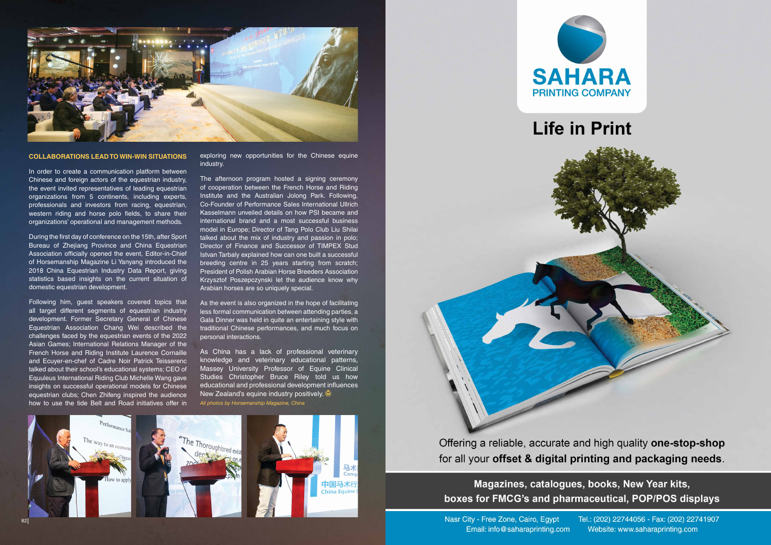### COLLABORATIONS LEAD TO WIN-WIN SITUATIONS

In order to create a communication platform between Chinese and foreign actors of the equestrian industry, the event invited representatives of leading equestrian organizations from 5 continents, including experts, professionals and investors from racing, equestrian, western riding and horse polo fields, to share their organizations' operational and management methods.

During the first day of conference on the 15th, after Sport Bureau of Zhejiang Province and China Equestrian Association officially opened the event, Editor-in-Chief of Horsemanship Magazine Li Yanyang introduced the 2018 China Equestrian Industry Data Report, giving statistics based insights on the current situation of domestic equestrian development.

Following him, guest speakers covered topics that all target different segments of equestrian industry development. Former Secretary General of Chinese Equestrian Association Chang Wei described the challenges faced by the equestrian events of the 2022 Asian Games; International Relations Manager of the French Horse and Riding Institute Laurence Cornaille and Ecuyer-en-chef of Cadre Noir Patrick Teisserenc talked about their school's educational systems; CEO of Equuleus International Riding Club Michelle Wang gave insights on successful operational models for Chinese equestrian clubs; Chen Zhifeng inspired the audience how to use the tide Belt and Road initiatives offer in exploring new opportunities for the Chinese equine industry.

The afternoon program hosted a signing ceremony of cooperation between the French Horse and Riding Institute and the Australian Jolong Park. Following, Co-Founder of Performance Sales International Ullrich Kasselmann unveiled details on how PSI became and international brand and a most successful business model in Europe; Director of Tang Polo Club Liu Shilai talked about the mix of industry and passion in polo; Director of Finance and Successor of TIMPEX Stud Istvan Tarbaly explained how can one built a successful breeding centre in 25 years starting from scratch; President of Polish Arabian Horse Breeders Association Krzysztof Poszepczynski let the audience know why Arabian horses are so uniquely special.

As the event is also organized in the hope of facilitating less formal communication between attending parties, a Gala Dinner was held in quite an entertaining style with traditional Chinese performances, and much focus on personal interactions.

As China has a lack of professional veterinary knowledge and veterinary educational patterns, Massey University Professor of Equine Clinical Studies Christopher Bruce Riley told us how educational and professional development influences New Zealand's equine industry positively.

*All photos by Horsemanship Magazine, China*

**SAHARA PRINTING COMPANY**

**Life in Print**

Offering a reliable, accurate and high quality **one-stop-shop** for all your **offset & digital printing and packaging needs**.

**Magazines, catalogues, books, New Year kits, boxes for FMCG's and pharmaceutical, POP/POS displays**

Nasr City - Free Zone, Cairo, Egypt
Email: info@saharaprinting.com
Tel.: (202) 22744056 - Fax: (202) 22741907
Website: www.saharaprinting.com